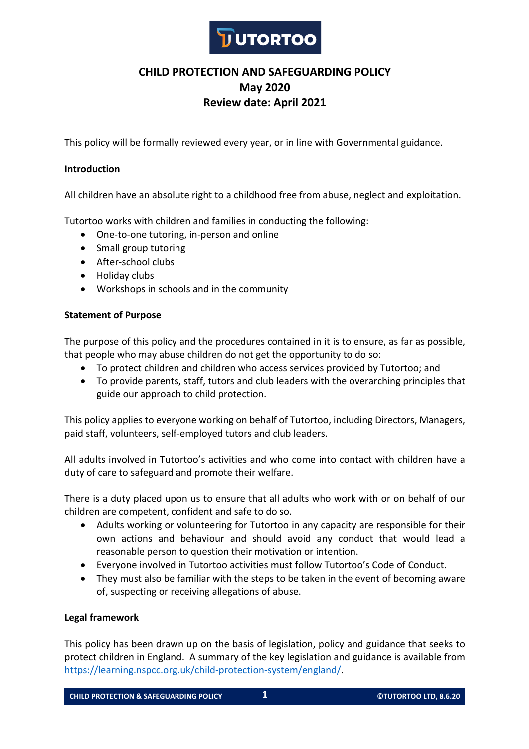# CHILD PROTECTION AND SAFEGUARDING POLICY
## May 2020
## Review date: April 2021

This policy will be formally reviewed every year, or in line with Governmental guidance.

**Introduction**

All children have an absolute right to a childhood free from abuse, neglect and exploitation.

Tutortoo works with children and families in conducting the following:

- One-to-one tutoring, in-person and online
- Small group tutoring
- After-school clubs
- Holiday clubs
- Workshops in schools and in the community

**Statement of Purpose**

The purpose of this policy and the procedures contained in it is to ensure, as far as possible, that people who may abuse children do not get the opportunity to do so:

- To protect children and children who access services provided by Tutortoo; and
- To provide parents, staff, tutors and club leaders with the overarching principles that guide our approach to child protection.

This policy applies to everyone working on behalf of Tutortoo, including Directors, Managers, paid staff, volunteers, self-employed tutors and club leaders.

All adults involved in Tutortoo's activities and who come into contact with children have a duty of care to safeguard and promote their welfare.

There is a duty placed upon us to ensure that all adults who work with or on behalf of our children are competent, confident and safe to do so.

- Adults working or volunteering for Tutortoo in any capacity are responsible for their own actions and behaviour and should avoid any conduct that would lead a reasonable person to question their motivation or intention.
- Everyone involved in Tutortoo activities must follow Tutortoo's Code of Conduct.
- They must also be familiar with the steps to be taken in the event of becoming aware of, suspecting or receiving allegations of abuse.

**Legal framework**

This policy has been drawn up on the basis of legislation, policy and guidance that seeks to protect children in England. A summary of the key legislation and guidance is available from https://learning.nspcc.org.uk/child-protection-system/england/.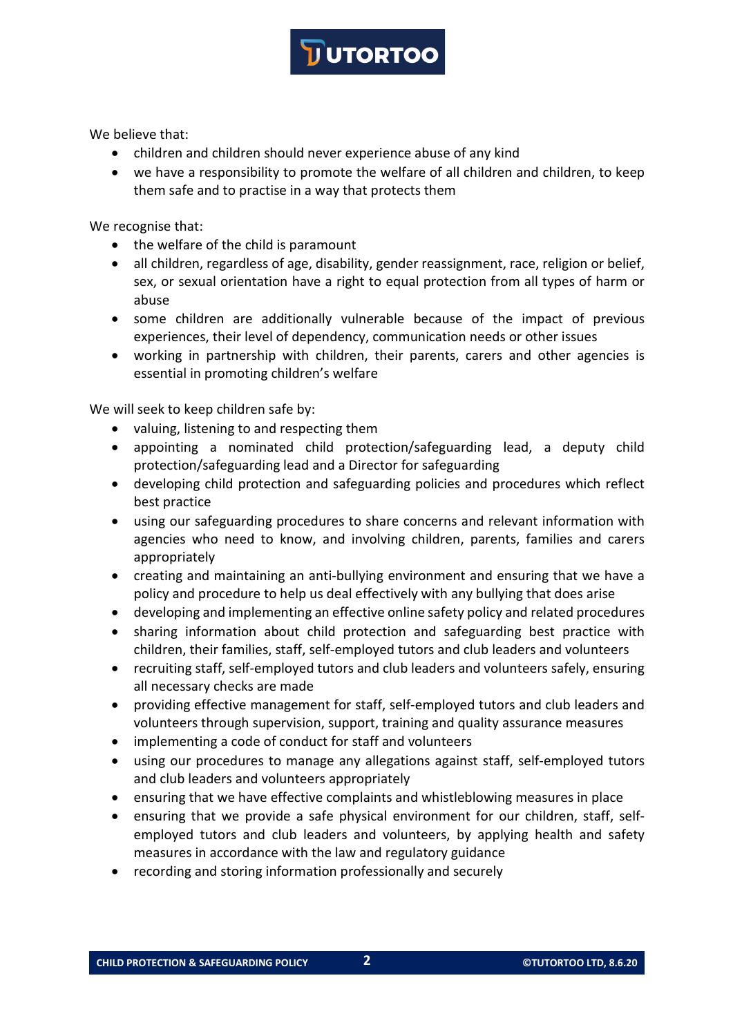We believe that:

- children and children should never experience abuse of any kind
- we have a responsibility to promote the welfare of all children and children, to keep them safe and to practise in a way that protects them

We recognise that:

- the welfare of the child is paramount
- all children, regardless of age, disability, gender reassignment, race, religion or belief, sex, or sexual orientation have a right to equal protection from all types of harm or abuse
- some children are additionally vulnerable because of the impact of previous experiences, their level of dependency, communication needs or other issues
- working in partnership with children, their parents, carers and other agencies is essential in promoting children's welfare

We will seek to keep children safe by:

- valuing, listening to and respecting them
- appointing a nominated child protection/safeguarding lead, a deputy child protection/safeguarding lead and a Director for safeguarding
- developing child protection and safeguarding policies and procedures which reflect best practice
- using our safeguarding procedures to share concerns and relevant information with agencies who need to know, and involving children, parents, families and carers appropriately
- creating and maintaining an anti-bullying environment and ensuring that we have a policy and procedure to help us deal effectively with any bullying that does arise
- developing and implementing an effective online safety policy and related procedures
- sharing information about child protection and safeguarding best practice with children, their families, staff, self-employed tutors and club leaders and volunteers
- recruiting staff, self-employed tutors and club leaders and volunteers safely, ensuring all necessary checks are made
- providing effective management for staff, self-employed tutors and club leaders and volunteers through supervision, support, training and quality assurance measures
- implementing a code of conduct for staff and volunteers
- using our procedures to manage any allegations against staff, self-employed tutors and club leaders and volunteers appropriately
- ensuring that we have effective complaints and whistleblowing measures in place
- ensuring that we provide a safe physical environment for our children, staff, self-employed tutors and club leaders and volunteers, by applying health and safety measures in accordance with the law and regulatory guidance
- recording and storing information professionally and securely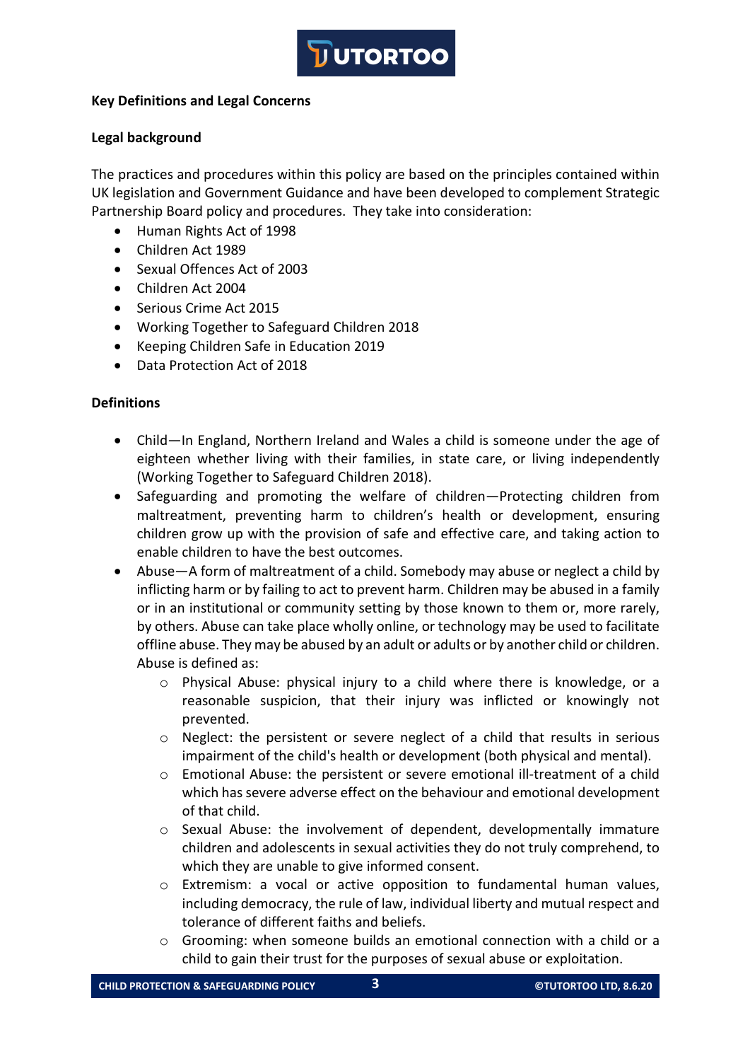**Key Definitions and Legal Concerns**

**Legal background**

The practices and procedures within this policy are based on the principles contained within UK legislation and Government Guidance and have been developed to complement Strategic Partnership Board policy and procedures. They take into consideration:

- Human Rights Act of 1998
- Children Act 1989
- Sexual Offences Act of 2003
- Children Act 2004
- Serious Crime Act 2015
- Working Together to Safeguard Children 2018
- Keeping Children Safe in Education 2019
- Data Protection Act of 2018

**Definitions**

- Child—In England, Northern Ireland and Wales a child is someone under the age of eighteen whether living with their families, in state care, or living independently (Working Together to Safeguard Children 2018).
- Safeguarding and promoting the welfare of children—Protecting children from maltreatment, preventing harm to children's health or development, ensuring children grow up with the provision of safe and effective care, and taking action to enable children to have the best outcomes.
- Abuse—A form of maltreatment of a child. Somebody may abuse or neglect a child by inflicting harm or by failing to act to prevent harm. Children may be abused in a family or in an institutional or community setting by those known to them or, more rarely, by others. Abuse can take place wholly online, or technology may be used to facilitate offline abuse. They may be abused by an adult or adults or by another child or children. Abuse is defined as:
    - Physical Abuse: physical injury to a child where there is knowledge, or a reasonable suspicion, that their injury was inflicted or knowingly not prevented.
    - Neglect: the persistent or severe neglect of a child that results in serious impairment of the child's health or development (both physical and mental).
    - Emotional Abuse: the persistent or severe emotional ill-treatment of a child which has severe adverse effect on the behaviour and emotional development of that child.
    - Sexual Abuse: the involvement of dependent, developmentally immature children and adolescents in sexual activities they do not truly comprehend, to which they are unable to give informed consent.
    - Extremism: a vocal or active opposition to fundamental human values, including democracy, the rule of law, individual liberty and mutual respect and tolerance of different faiths and beliefs.
    - Grooming: when someone builds an emotional connection with a child or a child to gain their trust for the purposes of sexual abuse or exploitation.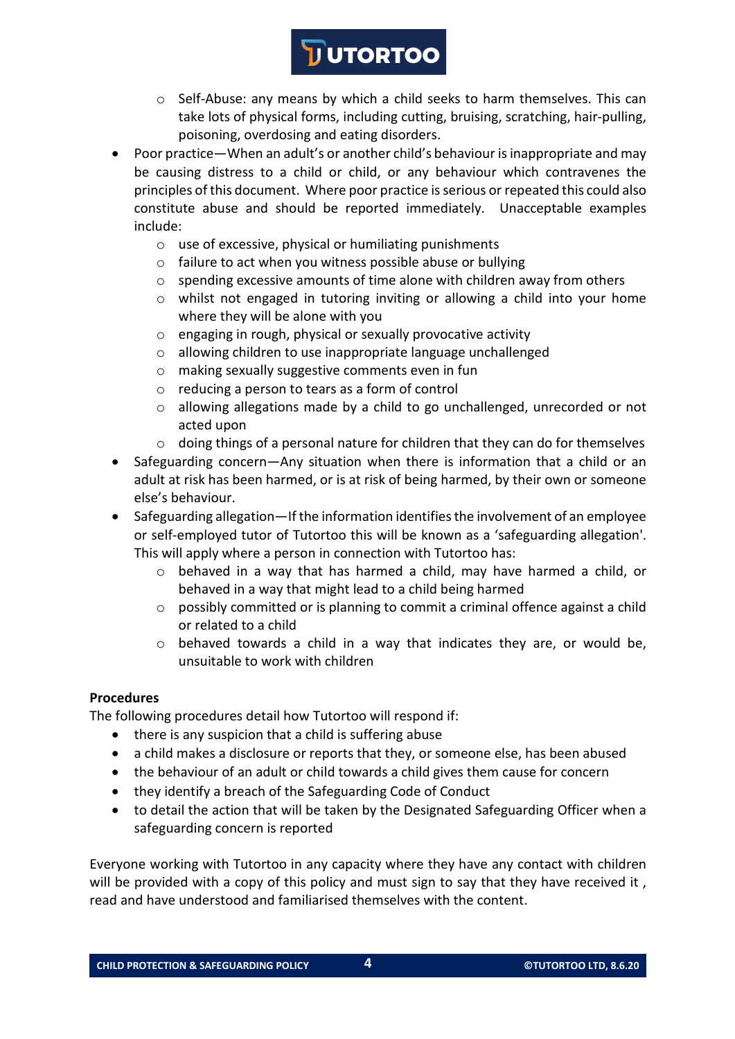- Self-Abuse: any means by which a child seeks to harm themselves. This can take lots of physical forms, including cutting, bruising, scratching, hair-pulling, poisoning, overdosing and eating disorders.
- Poor practice—When an adult's or another child's behaviour is inappropriate and may be causing distress to a child or child, or any behaviour which contravenes the principles of this document. Where poor practice is serious or repeated this could also constitute abuse and should be reported immediately. Unacceptable examples include:
  - use of excessive, physical or humiliating punishments
  - failure to act when you witness possible abuse or bullying
  - spending excessive amounts of time alone with children away from others
  - whilst not engaged in tutoring inviting or allowing a child into your home where they will be alone with you
  - engaging in rough, physical or sexually provocative activity
  - allowing children to use inappropriate language unchallenged
  - making sexually suggestive comments even in fun
  - reducing a person to tears as a form of control
  - allowing allegations made by a child to go unchallenged, unrecorded or not acted upon
  - doing things of a personal nature for children that they can do for themselves
- Safeguarding concern—Any situation when there is information that a child or an adult at risk has been harmed, or is at risk of being harmed, by their own or someone else's behaviour.
- Safeguarding allegation—If the information identifies the involvement of an employee or self-employed tutor of Tutortoo this will be known as a 'safeguarding allegation'. This will apply where a person in connection with Tutortoo has:
  - behaved in a way that has harmed a child, may have harmed a child, or behaved in a way that might lead to a child being harmed
  - possibly committed or is planning to commit a criminal offence against a child or related to a child
  - behaved towards a child in a way that indicates they are, or would be, unsuitable to work with children

**Procedures**

The following procedures detail how Tutortoo will respond if:

- there is any suspicion that a child is suffering abuse
- a child makes a disclosure or reports that they, or someone else, has been abused
- the behaviour of an adult or child towards a child gives them cause for concern
- they identify a breach of the Safeguarding Code of Conduct
- to detail the action that will be taken by the Designated Safeguarding Officer when a safeguarding concern is reported

Everyone working with Tutortoo in any capacity where they have any contact with children will be provided with a copy of this policy and must sign to say that they have received it , read and have understood and familiarised themselves with the content.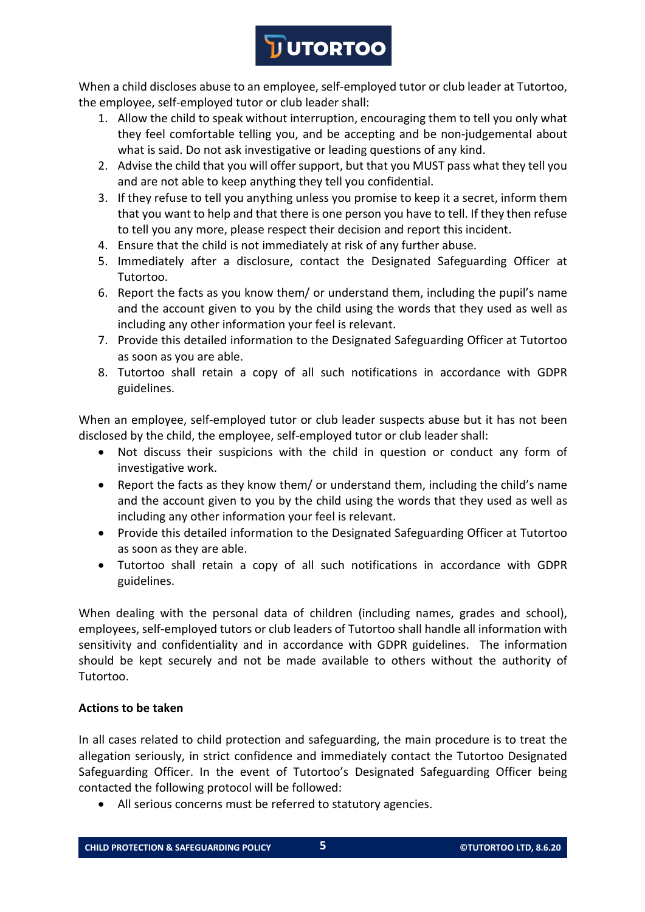When a child discloses abuse to an employee, self-employed tutor or club leader at Tutortoo, the employee, self-employed tutor or club leader shall:

1. Allow the child to speak without interruption, encouraging them to tell you only what they feel comfortable telling you, and be accepting and be non-judgemental about what is said. Do not ask investigative or leading questions of any kind.
2. Advise the child that you will offer support, but that you MUST pass what they tell you and are not able to keep anything they tell you confidential.
3. If they refuse to tell you anything unless you promise to keep it a secret, inform them that you want to help and that there is one person you have to tell. If they then refuse to tell you any more, please respect their decision and report this incident.
4. Ensure that the child is not immediately at risk of any further abuse.
5. Immediately after a disclosure, contact the Designated Safeguarding Officer at Tutortoo.
6. Report the facts as you know them/ or understand them, including the pupil's name and the account given to you by the child using the words that they used as well as including any other information your feel is relevant.
7. Provide this detailed information to the Designated Safeguarding Officer at Tutortoo as soon as you are able.
8. Tutortoo shall retain a copy of all such notifications in accordance with GDPR guidelines.

When an employee, self-employed tutor or club leader suspects abuse but it has not been disclosed by the child, the employee, self-employed tutor or club leader shall:

- Not discuss their suspicions with the child in question or conduct any form of investigative work.
- Report the facts as they know them/ or understand them, including the child's name and the account given to you by the child using the words that they used as well as including any other information your feel is relevant.
- Provide this detailed information to the Designated Safeguarding Officer at Tutortoo as soon as they are able.
- Tutortoo shall retain a copy of all such notifications in accordance with GDPR guidelines.

When dealing with the personal data of children (including names, grades and school), employees, self-employed tutors or club leaders of Tutortoo shall handle all information with sensitivity and confidentiality and in accordance with GDPR guidelines. The information should be kept securely and not be made available to others without the authority of Tutortoo.

**Actions to be taken**

In all cases related to child protection and safeguarding, the main procedure is to treat the allegation seriously, in strict confidence and immediately contact the Tutortoo Designated Safeguarding Officer. In the event of Tutortoo's Designated Safeguarding Officer being contacted the following protocol will be followed:

- All serious concerns must be referred to statutory agencies.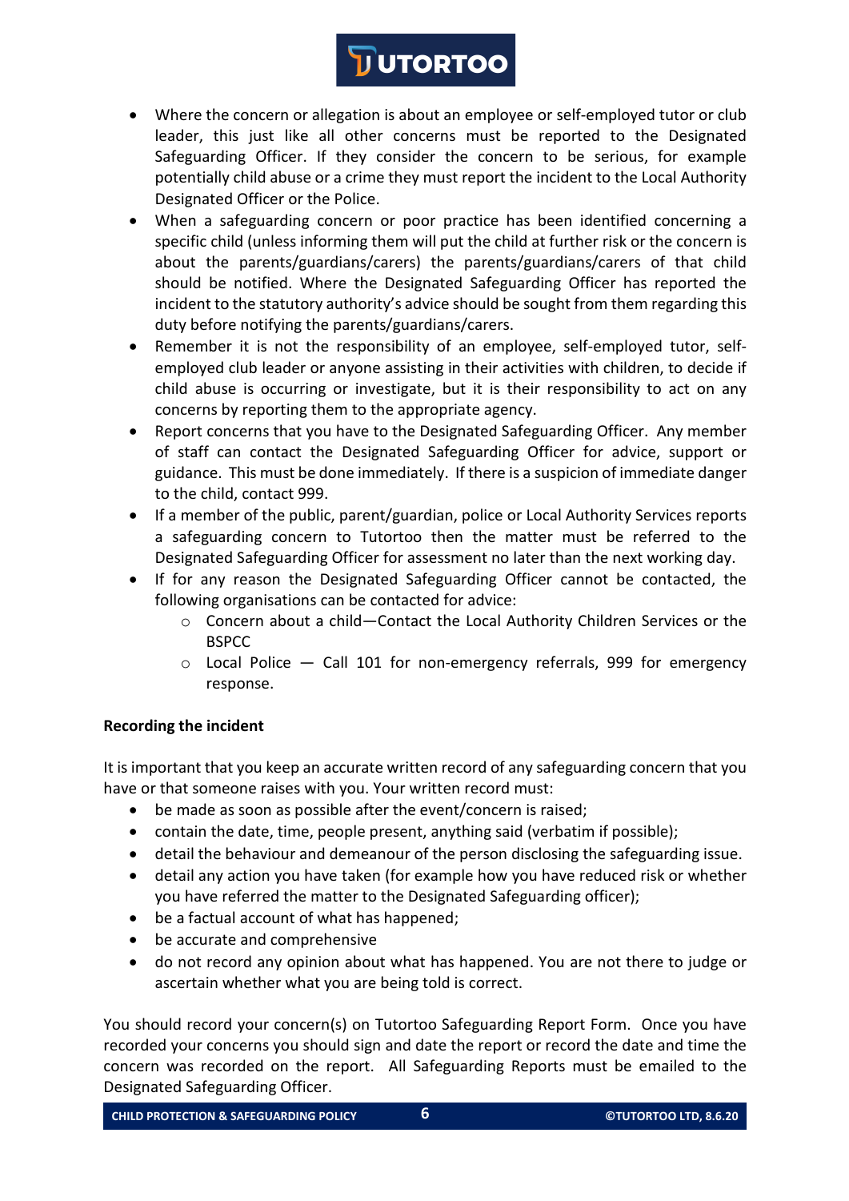- Where the concern or allegation is about an employee or self-employed tutor or club leader, this just like all other concerns must be reported to the Designated Safeguarding Officer. If they consider the concern to be serious, for example potentially child abuse or a crime they must report the incident to the Local Authority Designated Officer or the Police.
- When a safeguarding concern or poor practice has been identified concerning a specific child (unless informing them will put the child at further risk or the concern is about the parents/guardians/carers) the parents/guardians/carers of that child should be notified. Where the Designated Safeguarding Officer has reported the incident to the statutory authority's advice should be sought from them regarding this duty before notifying the parents/guardians/carers.
- Remember it is not the responsibility of an employee, self-employed tutor, self-employed club leader or anyone assisting in their activities with children, to decide if child abuse is occurring or investigate, but it is their responsibility to act on any concerns by reporting them to the appropriate agency.
- Report concerns that you have to the Designated Safeguarding Officer. Any member of staff can contact the Designated Safeguarding Officer for advice, support or guidance. This must be done immediately. If there is a suspicion of immediate danger to the child, contact 999.
- If a member of the public, parent/guardian, police or Local Authority Services reports a safeguarding concern to Tutortoo then the matter must be referred to the Designated Safeguarding Officer for assessment no later than the next working day.
- If for any reason the Designated Safeguarding Officer cannot be contacted, the following organisations can be contacted for advice:
    - Concern about a child—Contact the Local Authority Children Services or the BSPCC
    - Local Police — Call 101 for non-emergency referrals, 999 for emergency response.

**Recording the incident**

It is important that you keep an accurate written record of any safeguarding concern that you have or that someone raises with you. Your written record must:

- be made as soon as possible after the event/concern is raised;
- contain the date, time, people present, anything said (verbatim if possible);
- detail the behaviour and demeanour of the person disclosing the safeguarding issue.
- detail any action you have taken (for example how you have reduced risk or whether you have referred the matter to the Designated Safeguarding officer);
- be a factual account of what has happened;
- be accurate and comprehensive
- do not record any opinion about what has happened. You are not there to judge or ascertain whether what you are being told is correct.

You should record your concern(s) on Tutortoo Safeguarding Report Form. Once you have recorded your concerns you should sign and date the report or record the date and time the concern was recorded on the report. All Safeguarding Reports must be emailed to the Designated Safeguarding Officer.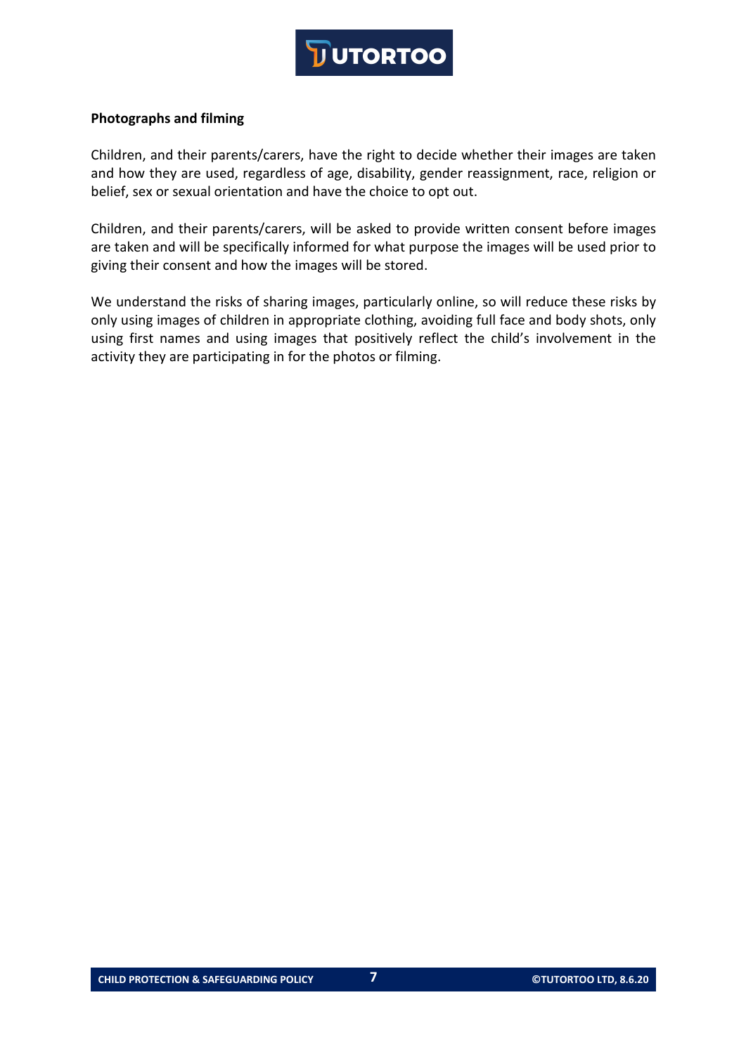**Photographs and filming**

Children, and their parents/carers, have the right to decide whether their images are taken and how they are used, regardless of age, disability, gender reassignment, race, religion or belief, sex or sexual orientation and have the choice to opt out.

Children, and their parents/carers, will be asked to provide written consent before images are taken and will be specifically informed for what purpose the images will be used prior to giving their consent and how the images will be stored.

We understand the risks of sharing images, particularly online, so will reduce these risks by only using images of children in appropriate clothing, avoiding full face and body shots, only using first names and using images that positively reflect the child's involvement in the activity they are participating in for the photos or filming.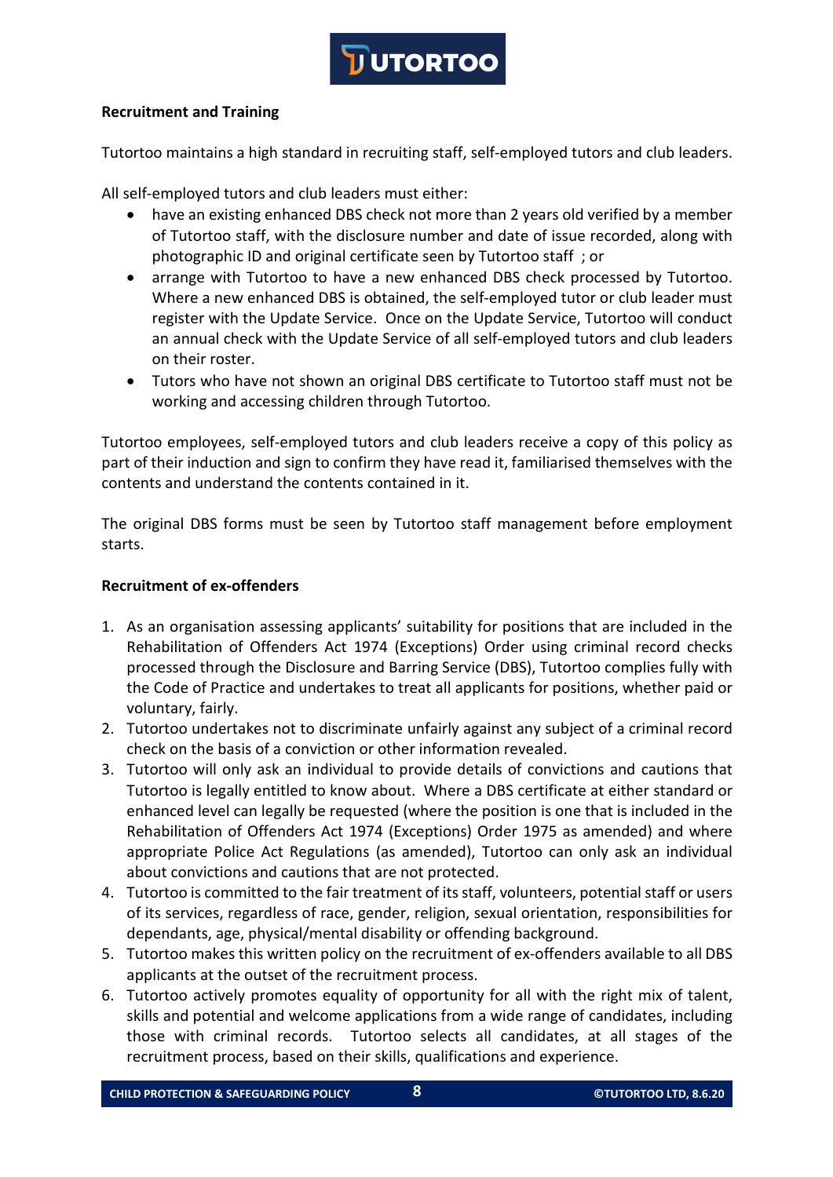**Recruitment and Training**

Tutortoo maintains a high standard in recruiting staff, self-employed tutors and club leaders.

All self-employed tutors and club leaders must either:

- have an existing enhanced DBS check not more than 2 years old verified by a member of Tutortoo staff, with the disclosure number and date of issue recorded, along with photographic ID and original certificate seen by Tutortoo staff ; or
- arrange with Tutortoo to have a new enhanced DBS check processed by Tutortoo. Where a new enhanced DBS is obtained, the self-employed tutor or club leader must register with the Update Service. Once on the Update Service, Tutortoo will conduct an annual check with the Update Service of all self-employed tutors and club leaders on their roster.
- Tutors who have not shown an original DBS certificate to Tutortoo staff must not be working and accessing children through Tutortoo.

Tutortoo employees, self-employed tutors and club leaders receive a copy of this policy as part of their induction and sign to confirm they have read it, familiarised themselves with the contents and understand the contents contained in it.

The original DBS forms must be seen by Tutortoo staff management before employment starts.

**Recruitment of ex-offenders**

1. As an organisation assessing applicants' suitability for positions that are included in the Rehabilitation of Offenders Act 1974 (Exceptions) Order using criminal record checks processed through the Disclosure and Barring Service (DBS), Tutortoo complies fully with the Code of Practice and undertakes to treat all applicants for positions, whether paid or voluntary, fairly.
2. Tutortoo undertakes not to discriminate unfairly against any subject of a criminal record check on the basis of a conviction or other information revealed.
3. Tutortoo will only ask an individual to provide details of convictions and cautions that Tutortoo is legally entitled to know about. Where a DBS certificate at either standard or enhanced level can legally be requested (where the position is one that is included in the Rehabilitation of Offenders Act 1974 (Exceptions) Order 1975 as amended) and where appropriate Police Act Regulations (as amended), Tutortoo can only ask an individual about convictions and cautions that are not protected.
4. Tutortoo is committed to the fair treatment of its staff, volunteers, potential staff or users of its services, regardless of race, gender, religion, sexual orientation, responsibilities for dependants, age, physical/mental disability or offending background.
5. Tutortoo makes this written policy on the recruitment of ex-offenders available to all DBS applicants at the outset of the recruitment process.
6. Tutortoo actively promotes equality of opportunity for all with the right mix of talent, skills and potential and welcome applications from a wide range of candidates, including those with criminal records. Tutortoo selects all candidates, at all stages of the recruitment process, based on their skills, qualifications and experience.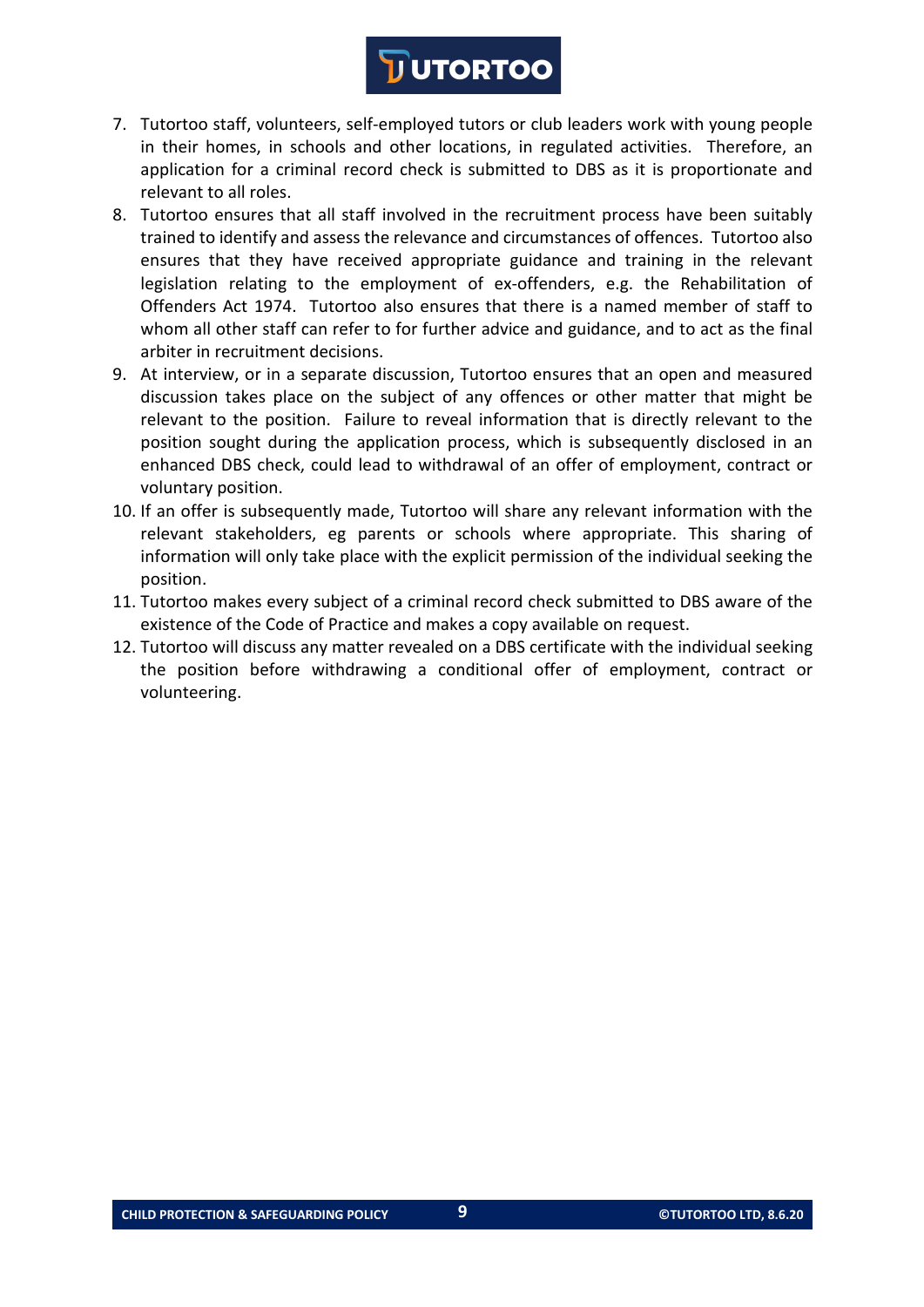7. Tutortoo staff, volunteers, self-employed tutors or club leaders work with young people in their homes, in schools and other locations, in regulated activities. Therefore, an application for a criminal record check is submitted to DBS as it is proportionate and relevant to all roles.
8. Tutortoo ensures that all staff involved in the recruitment process have been suitably trained to identify and assess the relevance and circumstances of offences. Tutortoo also ensures that they have received appropriate guidance and training in the relevant legislation relating to the employment of ex-offenders, e.g. the Rehabilitation of Offenders Act 1974. Tutortoo also ensures that there is a named member of staff to whom all other staff can refer to for further advice and guidance, and to act as the final arbiter in recruitment decisions.
9. At interview, or in a separate discussion, Tutortoo ensures that an open and measured discussion takes place on the subject of any offences or other matter that might be relevant to the position. Failure to reveal information that is directly relevant to the position sought during the application process, which is subsequently disclosed in an enhanced DBS check, could lead to withdrawal of an offer of employment, contract or voluntary position.
10. If an offer is subsequently made, Tutortoo will share any relevant information with the relevant stakeholders, eg parents or schools where appropriate. This sharing of information will only take place with the explicit permission of the individual seeking the position.
11. Tutortoo makes every subject of a criminal record check submitted to DBS aware of the existence of the Code of Practice and makes a copy available on request.
12. Tutortoo will discuss any matter revealed on a DBS certificate with the individual seeking the position before withdrawing a conditional offer of employment, contract or volunteering.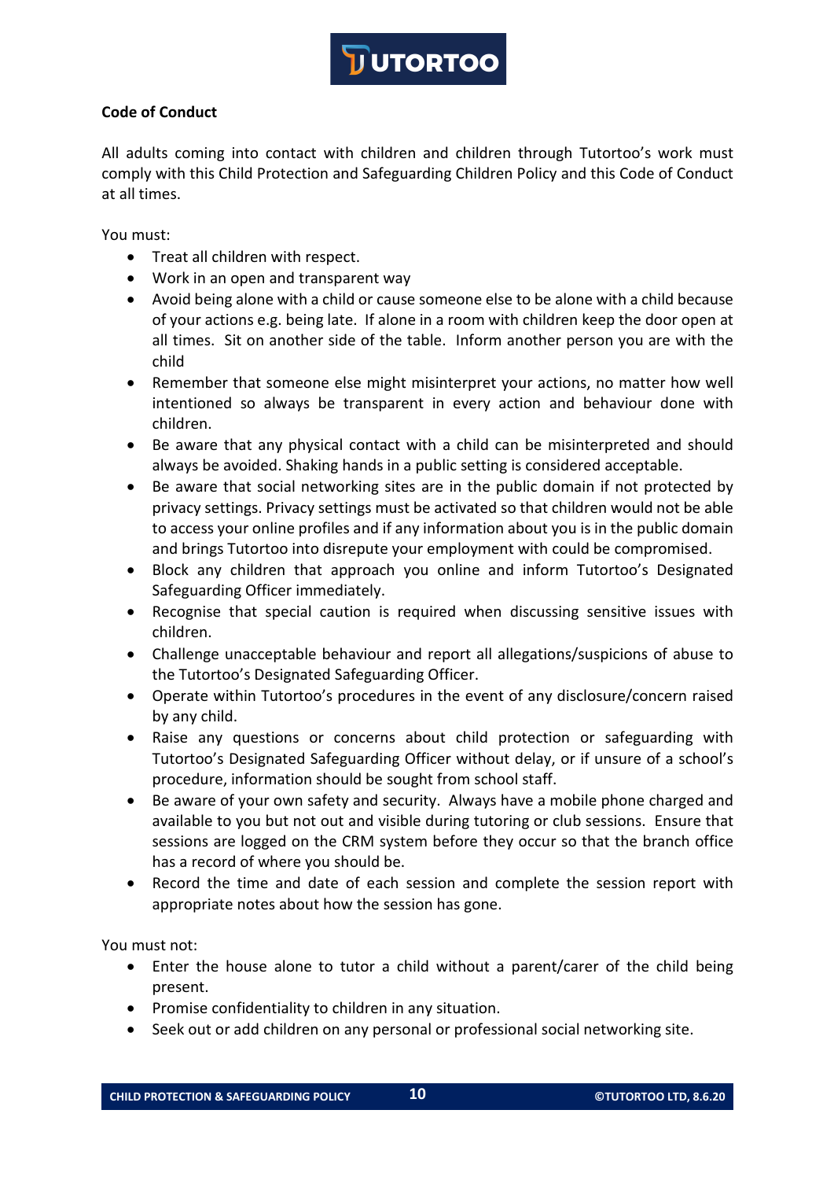**Code of Conduct**

All adults coming into contact with children and children through Tutortoo's work must comply with this Child Protection and Safeguarding Children Policy and this Code of Conduct at all times.

You must:

- Treat all children with respect.
- Work in an open and transparent way
- Avoid being alone with a child or cause someone else to be alone with a child because of your actions e.g. being late. If alone in a room with children keep the door open at all times. Sit on another side of the table. Inform another person you are with the child
- Remember that someone else might misinterpret your actions, no matter how well intentioned so always be transparent in every action and behaviour done with children.
- Be aware that any physical contact with a child can be misinterpreted and should always be avoided. Shaking hands in a public setting is considered acceptable.
- Be aware that social networking sites are in the public domain if not protected by privacy settings. Privacy settings must be activated so that children would not be able to access your online profiles and if any information about you is in the public domain and brings Tutortoo into disrepute your employment with could be compromised.
- Block any children that approach you online and inform Tutortoo's Designated Safeguarding Officer immediately.
- Recognise that special caution is required when discussing sensitive issues with children.
- Challenge unacceptable behaviour and report all allegations/suspicions of abuse to the Tutortoo's Designated Safeguarding Officer.
- Operate within Tutortoo's procedures in the event of any disclosure/concern raised by any child.
- Raise any questions or concerns about child protection or safeguarding with Tutortoo's Designated Safeguarding Officer without delay, or if unsure of a school's procedure, information should be sought from school staff.
- Be aware of your own safety and security. Always have a mobile phone charged and available to you but not out and visible during tutoring or club sessions. Ensure that sessions are logged on the CRM system before they occur so that the branch office has a record of where you should be.
- Record the time and date of each session and complete the session report with appropriate notes about how the session has gone.

You must not:

- Enter the house alone to tutor a child without a parent/carer of the child being present.
- Promise confidentiality to children in any situation.
- Seek out or add children on any personal or professional social networking site.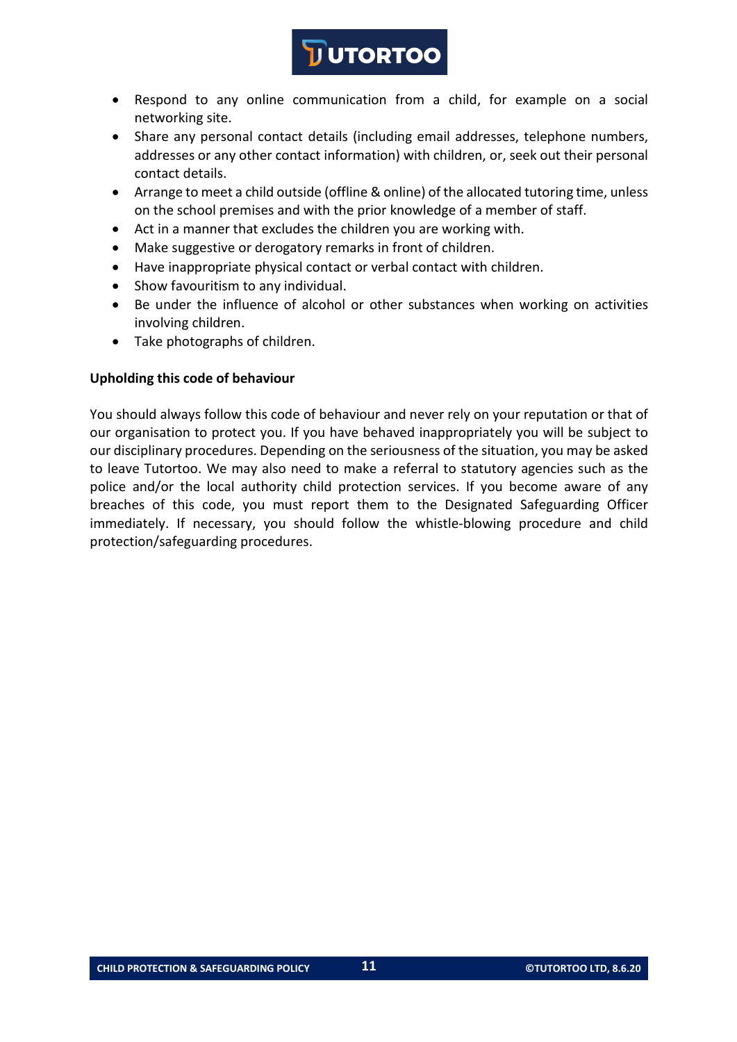- Respond to any online communication from a child, for example on a social networking site.
- Share any personal contact details (including email addresses, telephone numbers, addresses or any other contact information) with children, or, seek out their personal contact details.
- Arrange to meet a child outside (offline & online) of the allocated tutoring time, unless on the school premises and with the prior knowledge of a member of staff.
- Act in a manner that excludes the children you are working with.
- Make suggestive or derogatory remarks in front of children.
- Have inappropriate physical contact or verbal contact with children.
- Show favouritism to any individual.
- Be under the influence of alcohol or other substances when working on activities involving children.
- Take photographs of children.

**Upholding this code of behaviour**

You should always follow this code of behaviour and never rely on your reputation or that of our organisation to protect you. If you have behaved inappropriately you will be subject to our disciplinary procedures. Depending on the seriousness of the situation, you may be asked to leave Tutortoo. We may also need to make a referral to statutory agencies such as the police and/or the local authority child protection services. If you become aware of any breaches of this code, you must report them to the Designated Safeguarding Officer immediately. If necessary, you should follow the whistle-blowing procedure and child protection/safeguarding procedures.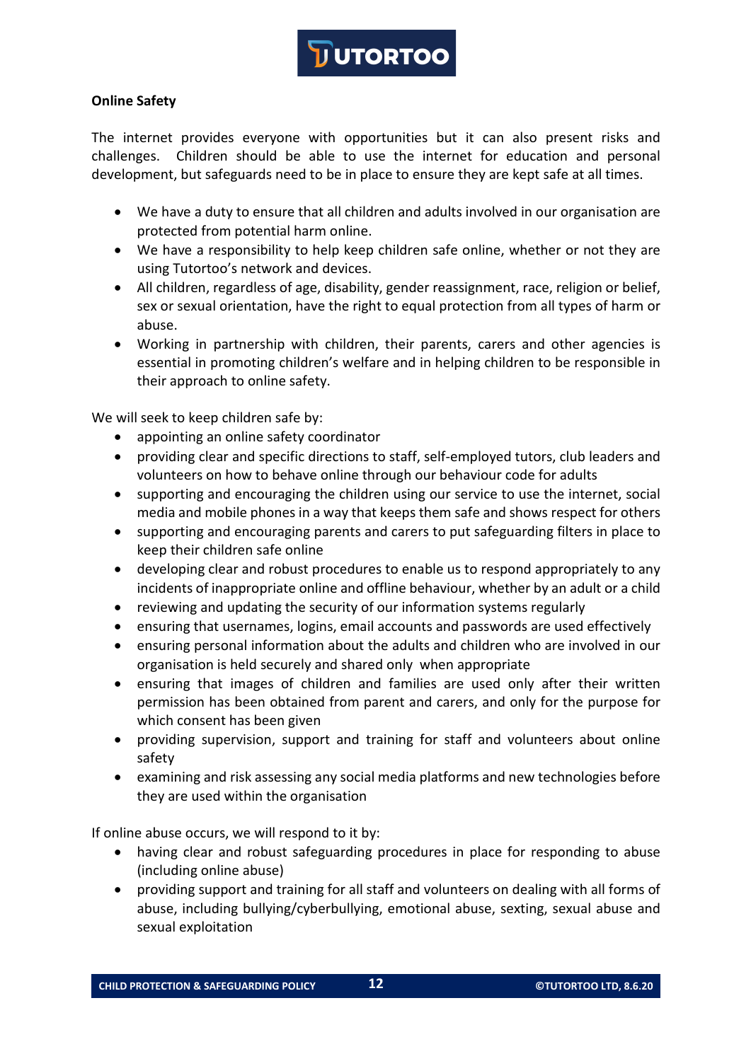**Online Safety**

The internet provides everyone with opportunities but it can also present risks and challenges. Children should be able to use the internet for education and personal development, but safeguards need to be in place to ensure they are kept safe at all times.

- We have a duty to ensure that all children and adults involved in our organisation are protected from potential harm online.
- We have a responsibility to help keep children safe online, whether or not they are using Tutortoo's network and devices.
- All children, regardless of age, disability, gender reassignment, race, religion or belief, sex or sexual orientation, have the right to equal protection from all types of harm or abuse.
- Working in partnership with children, their parents, carers and other agencies is essential in promoting children's welfare and in helping children to be responsible in their approach to online safety.

We will seek to keep children safe by:

- appointing an online safety coordinator
- providing clear and specific directions to staff, self-employed tutors, club leaders and volunteers on how to behave online through our behaviour code for adults
- supporting and encouraging the children using our service to use the internet, social media and mobile phones in a way that keeps them safe and shows respect for others
- supporting and encouraging parents and carers to put safeguarding filters in place to keep their children safe online
- developing clear and robust procedures to enable us to respond appropriately to any incidents of inappropriate online and offline behaviour, whether by an adult or a child
- reviewing and updating the security of our information systems regularly
- ensuring that usernames, logins, email accounts and passwords are used effectively
- ensuring personal information about the adults and children who are involved in our organisation is held securely and shared only when appropriate
- ensuring that images of children and families are used only after their written permission has been obtained from parent and carers, and only for the purpose for which consent has been given
- providing supervision, support and training for staff and volunteers about online safety
- examining and risk assessing any social media platforms and new technologies before they are used within the organisation

If online abuse occurs, we will respond to it by:

- having clear and robust safeguarding procedures in place for responding to abuse (including online abuse)
- providing support and training for all staff and volunteers on dealing with all forms of abuse, including bullying/cyberbullying, emotional abuse, sexting, sexual abuse and sexual exploitation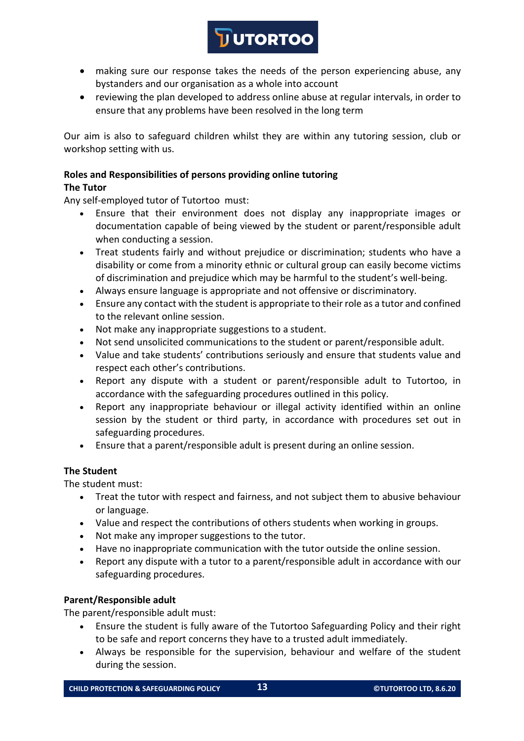- making sure our response takes the needs of the person experiencing abuse, any bystanders and our organisation as a whole into account
- reviewing the plan developed to address online abuse at regular intervals, in order to ensure that any problems have been resolved in the long term

Our aim is also to safeguard children whilst they are within any tutoring session, club or workshop setting with us.

**Roles and Responsibilities of persons providing online tutoring**

**The Tutor**

Any self-employed tutor of Tutortoo must:

- Ensure that their environment does not display any inappropriate images or documentation capable of being viewed by the student or parent/responsible adult when conducting a session.
- Treat students fairly and without prejudice or discrimination; students who have a disability or come from a minority ethnic or cultural group can easily become victims of discrimination and prejudice which may be harmful to the student's well-being.
- Always ensure language is appropriate and not offensive or discriminatory.
- Ensure any contact with the student is appropriate to their role as a tutor and confined to the relevant online session.
- Not make any inappropriate suggestions to a student.
- Not send unsolicited communications to the student or parent/responsible adult.
- Value and take students' contributions seriously and ensure that students value and respect each other's contributions.
- Report any dispute with a student or parent/responsible adult to Tutortoo, in accordance with the safeguarding procedures outlined in this policy.
- Report any inappropriate behaviour or illegal activity identified within an online session by the student or third party, in accordance with procedures set out in safeguarding procedures.
- Ensure that a parent/responsible adult is present during an online session.

**The Student**

The student must:

- Treat the tutor with respect and fairness, and not subject them to abusive behaviour or language.
- Value and respect the contributions of others students when working in groups.
- Not make any improper suggestions to the tutor.
- Have no inappropriate communication with the tutor outside the online session.
- Report any dispute with a tutor to a parent/responsible adult in accordance with our safeguarding procedures.

**Parent/Responsible adult**

The parent/responsible adult must:

- Ensure the student is fully aware of the Tutortoo Safeguarding Policy and their right to be safe and report concerns they have to a trusted adult immediately.
- Always be responsible for the supervision, behaviour and welfare of the student during the session.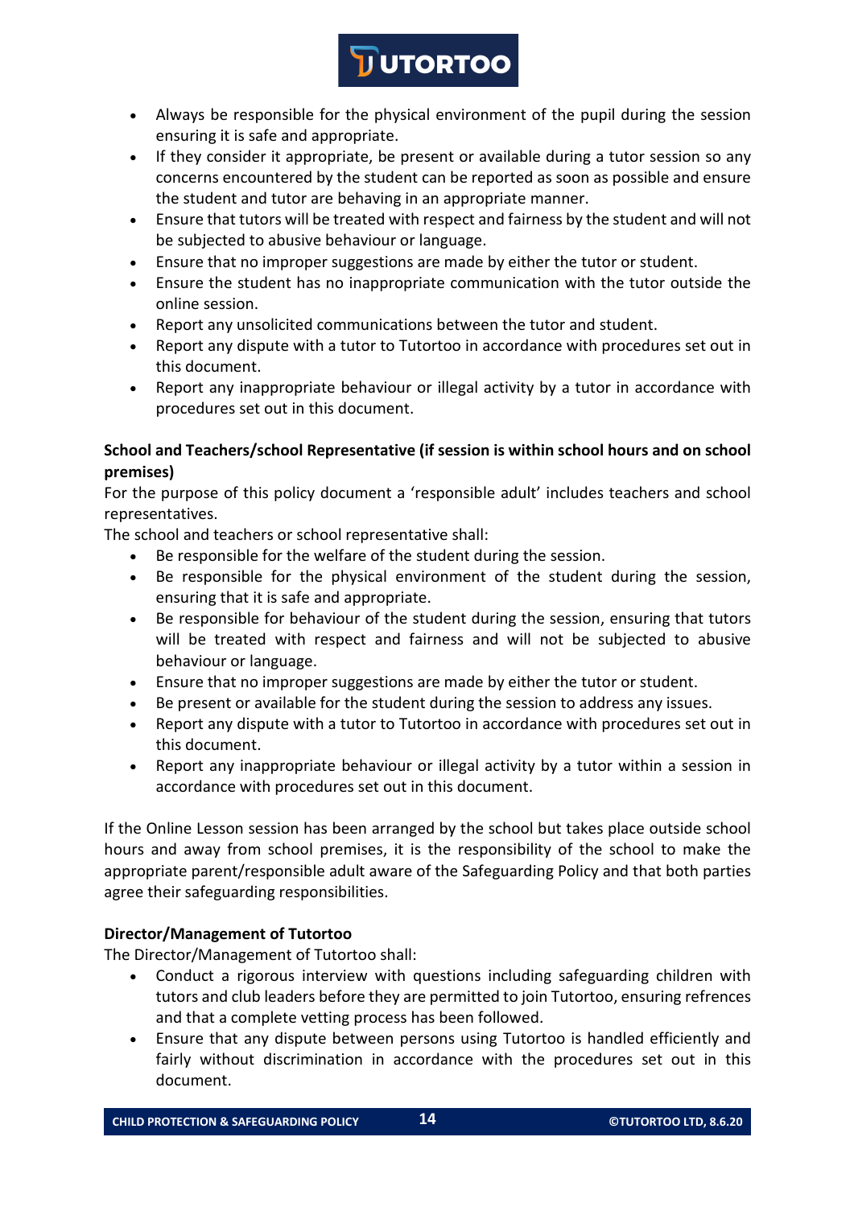- Always be responsible for the physical environment of the pupil during the session ensuring it is safe and appropriate.
- If they consider it appropriate, be present or available during a tutor session so any concerns encountered by the student can be reported as soon as possible and ensure the student and tutor are behaving in an appropriate manner.
- Ensure that tutors will be treated with respect and fairness by the student and will not be subjected to abusive behaviour or language.
- Ensure that no improper suggestions are made by either the tutor or student.
- Ensure the student has no inappropriate communication with the tutor outside the online session.
- Report any unsolicited communications between the tutor and student.
- Report any dispute with a tutor to Tutortoo in accordance with procedures set out in this document.
- Report any inappropriate behaviour or illegal activity by a tutor in accordance with procedures set out in this document.

**School and Teachers/school Representative (if session is within school hours and on school premises)**

For the purpose of this policy document a 'responsible adult' includes teachers and school representatives.

The school and teachers or school representative shall:

- Be responsible for the welfare of the student during the session.
- Be responsible for the physical environment of the student during the session, ensuring that it is safe and appropriate.
- Be responsible for behaviour of the student during the session, ensuring that tutors will be treated with respect and fairness and will not be subjected to abusive behaviour or language.
- Ensure that no improper suggestions are made by either the tutor or student.
- Be present or available for the student during the session to address any issues.
- Report any dispute with a tutor to Tutortoo in accordance with procedures set out in this document.
- Report any inappropriate behaviour or illegal activity by a tutor within a session in accordance with procedures set out in this document.

If the Online Lesson session has been arranged by the school but takes place outside school hours and away from school premises, it is the responsibility of the school to make the appropriate parent/responsible adult aware of the Safeguarding Policy and that both parties agree their safeguarding responsibilities.

**Director/Management of Tutortoo**

The Director/Management of Tutortoo shall:

- Conduct a rigorous interview with questions including safeguarding children with tutors and club leaders before they are permitted to join Tutortoo, ensuring refrences and that a complete vetting process has been followed.
- Ensure that any dispute between persons using Tutortoo is handled efficiently and fairly without discrimination in accordance with the procedures set out in this document.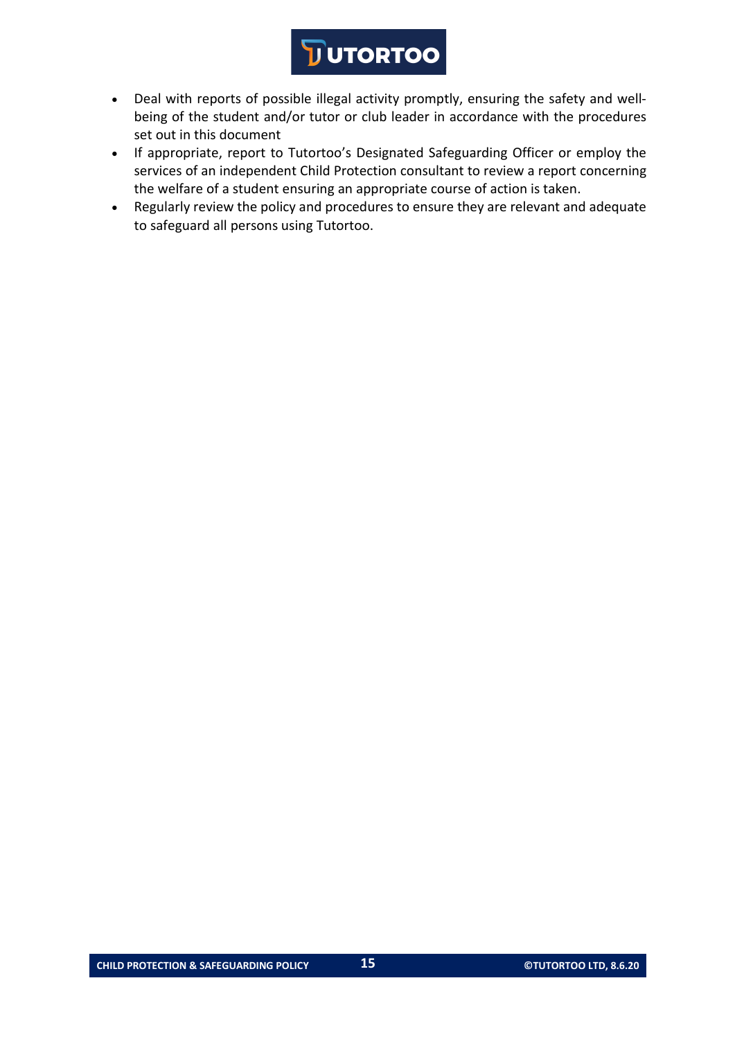- Deal with reports of possible illegal activity promptly, ensuring the safety and well-being of the student and/or tutor or club leader in accordance with the procedures set out in this document
- If appropriate, report to Tutortoo's Designated Safeguarding Officer or employ the services of an independent Child Protection consultant to review a report concerning the welfare of a student ensuring an appropriate course of action is taken.
- Regularly review the policy and procedures to ensure they are relevant and adequate to safeguard all persons using Tutortoo.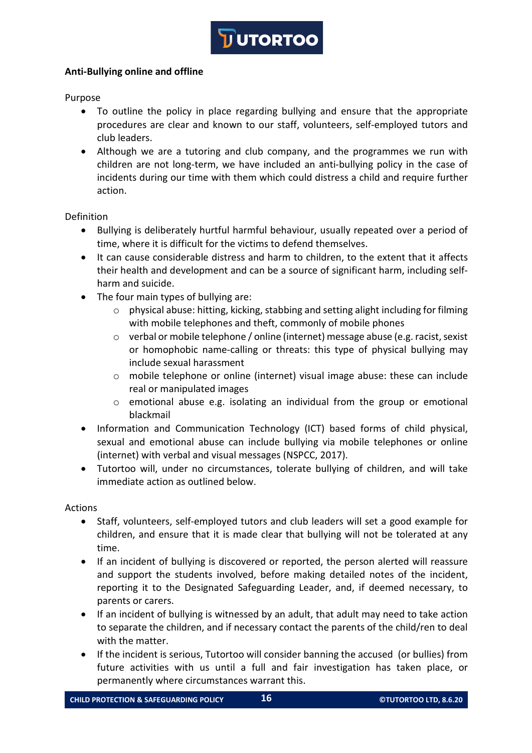**Anti-Bullying online and offline**

Purpose

- To outline the policy in place regarding bullying and ensure that the appropriate procedures are clear and known to our staff, volunteers, self-employed tutors and club leaders.
- Although we are a tutoring and club company, and the programmes we run with children are not long-term, we have included an anti-bullying policy in the case of incidents during our time with them which could distress a child and require further action.

Definition

- Bullying is deliberately hurtful harmful behaviour, usually repeated over a period of time, where it is difficult for the victims to defend themselves.
- It can cause considerable distress and harm to children, to the extent that it affects their health and development and can be a source of significant harm, including self-harm and suicide.
- The four main types of bullying are:
    - physical abuse: hitting, kicking, stabbing and setting alight including for filming with mobile telephones and theft, commonly of mobile phones
    - verbal or mobile telephone / online (internet) message abuse (e.g. racist, sexist or homophobic name-calling or threats: this type of physical bullying may include sexual harassment
    - mobile telephone or online (internet) visual image abuse: these can include real or manipulated images
    - emotional abuse e.g. isolating an individual from the group or emotional blackmail
- Information and Communication Technology (ICT) based forms of child physical, sexual and emotional abuse can include bullying via mobile telephones or online (internet) with verbal and visual messages (NSPCC, 2017).
- Tutortoo will, under no circumstances, tolerate bullying of children, and will take immediate action as outlined below.

Actions

- Staff, volunteers, self-employed tutors and club leaders will set a good example for children, and ensure that it is made clear that bullying will not be tolerated at any time.
- If an incident of bullying is discovered or reported, the person alerted will reassure and support the students involved, before making detailed notes of the incident, reporting it to the Designated Safeguarding Leader, and, if deemed necessary, to parents or carers.
- If an incident of bullying is witnessed by an adult, that adult may need to take action to separate the children, and if necessary contact the parents of the child/ren to deal with the matter.
- If the incident is serious, Tutortoo will consider banning the accused (or bullies) from future activities with us until a full and fair investigation has taken place, or permanently where circumstances warrant this.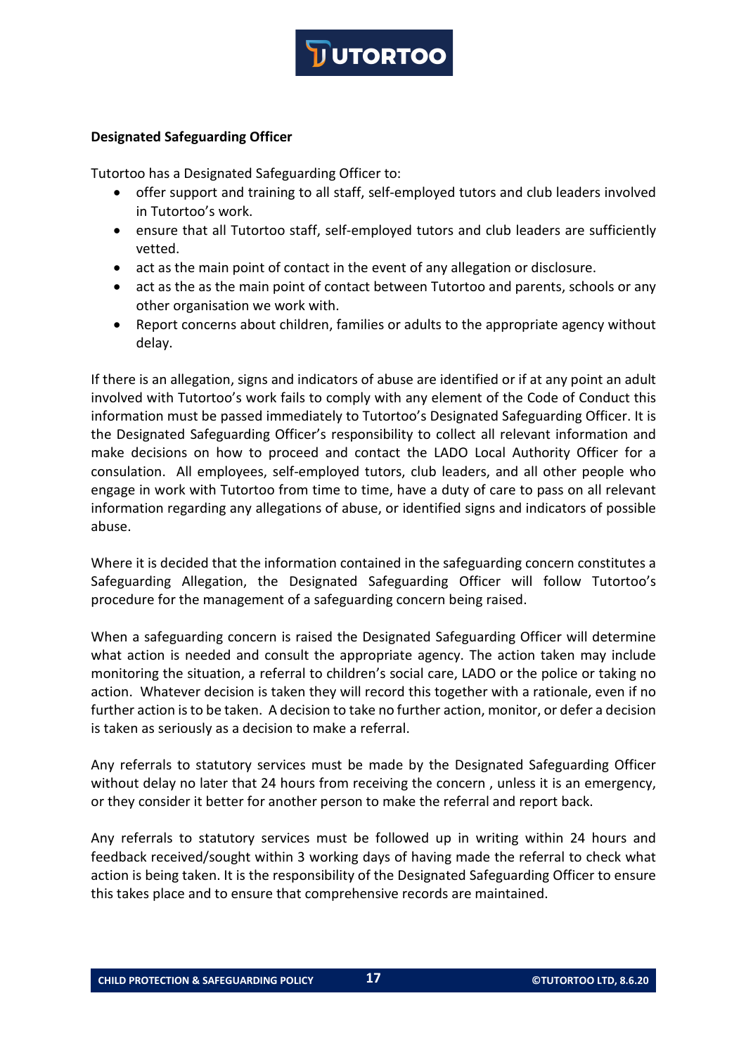**Designated Safeguarding Officer**

Tutortoo has a Designated Safeguarding Officer to:

- offer support and training to all staff, self-employed tutors and club leaders involved in Tutortoo's work.
- ensure that all Tutortoo staff, self-employed tutors and club leaders are sufficiently vetted.
- act as the main point of contact in the event of any allegation or disclosure.
- act as the as the main point of contact between Tutortoo and parents, schools or any other organisation we work with.
- Report concerns about children, families or adults to the appropriate agency without delay.

If there is an allegation, signs and indicators of abuse are identified or if at any point an adult involved with Tutortoo's work fails to comply with any element of the Code of Conduct this information must be passed immediately to Tutortoo's Designated Safeguarding Officer. It is the Designated Safeguarding Officer's responsibility to collect all relevant information and make decisions on how to proceed and contact the LADO Local Authority Officer for a consulation. All employees, self-employed tutors, club leaders, and all other people who engage in work with Tutortoo from time to time, have a duty of care to pass on all relevant information regarding any allegations of abuse, or identified signs and indicators of possible abuse.

Where it is decided that the information contained in the safeguarding concern constitutes a Safeguarding Allegation, the Designated Safeguarding Officer will follow Tutortoo's procedure for the management of a safeguarding concern being raised.

When a safeguarding concern is raised the Designated Safeguarding Officer will determine what action is needed and consult the appropriate agency. The action taken may include monitoring the situation, a referral to children's social care, LADO or the police or taking no action. Whatever decision is taken they will record this together with a rationale, even if no further action is to be taken. A decision to take no further action, monitor, or defer a decision is taken as seriously as a decision to make a referral.

Any referrals to statutory services must be made by the Designated Safeguarding Officer without delay no later that 24 hours from receiving the concern , unless it is an emergency, or they consider it better for another person to make the referral and report back.

Any referrals to statutory services must be followed up in writing within 24 hours and feedback received/sought within 3 working days of having made the referral to check what action is being taken. It is the responsibility of the Designated Safeguarding Officer to ensure this takes place and to ensure that comprehensive records are maintained.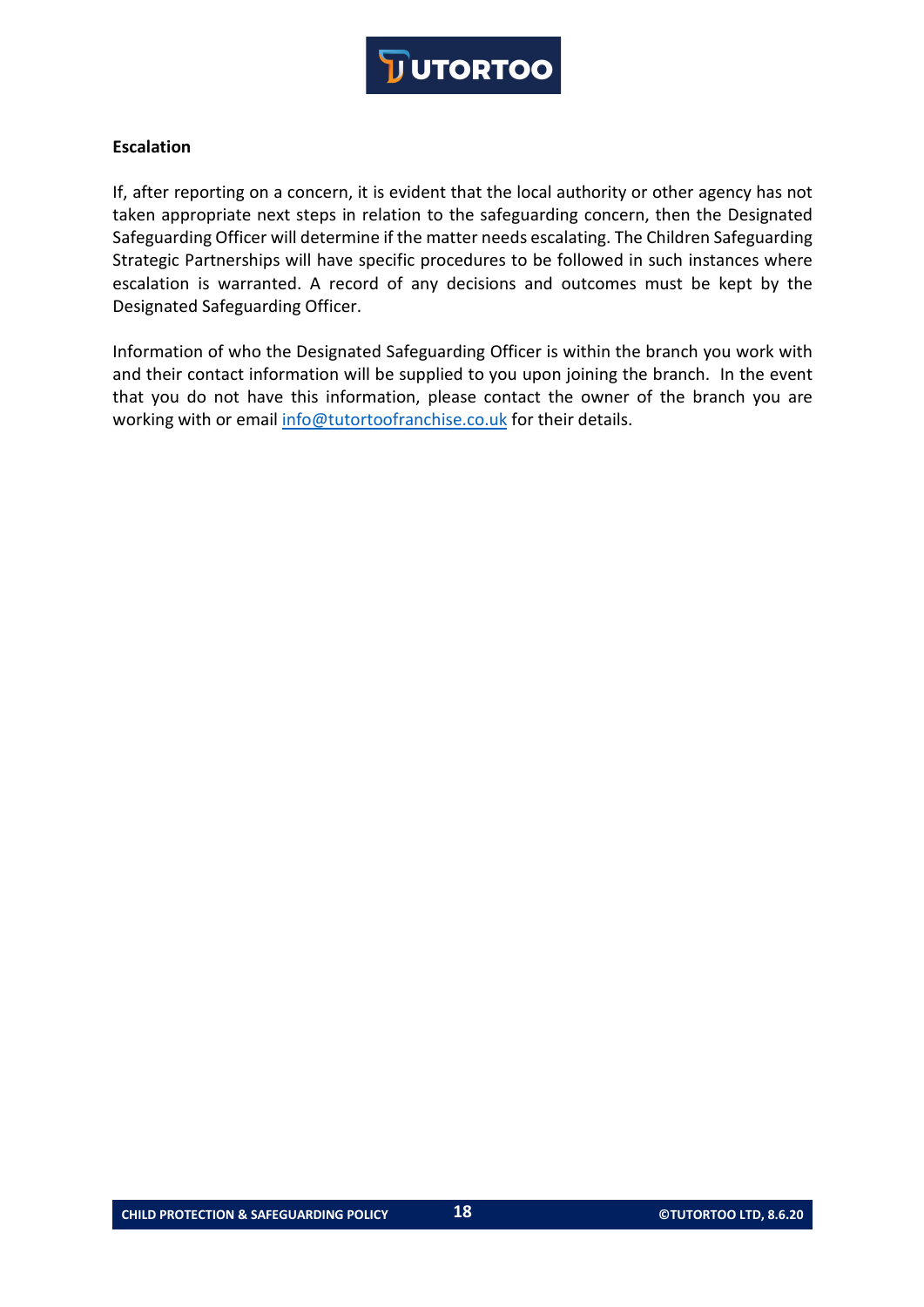**Escalation**

If, after reporting on a concern, it is evident that the local authority or other agency has not taken appropriate next steps in relation to the safeguarding concern, then the Designated Safeguarding Officer will determine if the matter needs escalating. The Children Safeguarding Strategic Partnerships will have specific procedures to be followed in such instances where escalation is warranted. A record of any decisions and outcomes must be kept by the Designated Safeguarding Officer.

Information of who the Designated Safeguarding Officer is within the branch you work with and their contact information will be supplied to you upon joining the branch. In the event that you do not have this information, please contact the owner of the branch you are working with or email info@tutortoofranchise.co.uk for their details.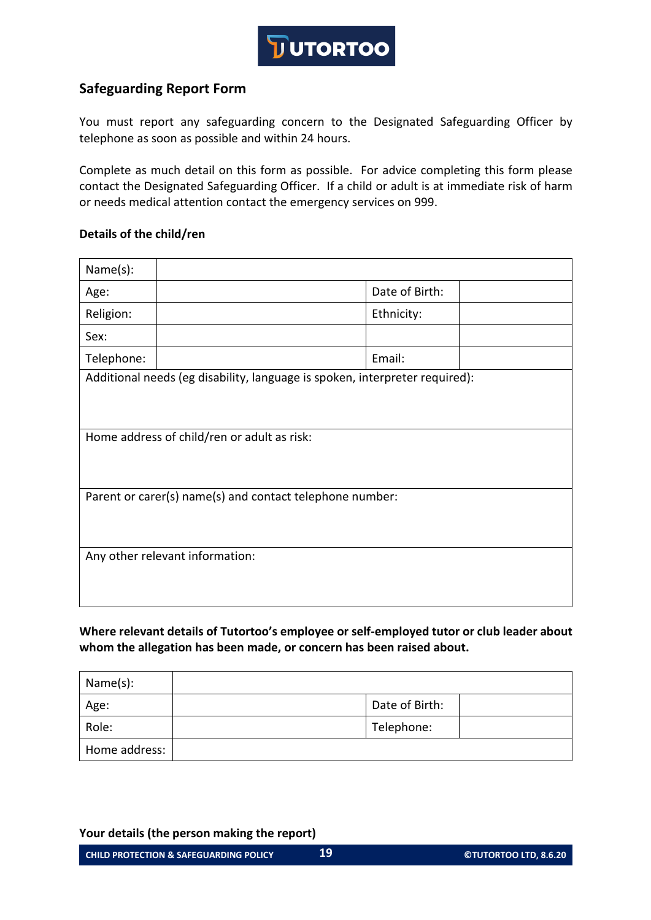## Safeguarding Report Form

You must report any safeguarding concern to the Designated Safeguarding Officer by telephone as soon as possible and within 24 hours.

Complete as much detail on this form as possible. For advice completing this form please contact the Designated Safeguarding Officer. If a child or adult is at immediate risk of harm or needs medical attention contact the emergency services on 999.

**Details of the child/ren**

| Name(s): | | | |
|---|---|---|---|
| Age: | | Date of Birth: | |
| Religion: | | Ethnicity: | |
| Sex: | | | |
| Telephone: | | Email: | |
| Additional needs (eg disability, language is spoken, interpreter required): | | | |
| Home address of child/ren or adult as risk: | | | |
| Parent or carer(s) name(s) and contact telephone number: | | | |
| Any other relevant information: | | | |

**Where relevant details of Tutortoo's employee or self-employed tutor or club leader about whom the allegation has been made, or concern has been raised about.**

| Name(s): | | | |
|---|---|---|---|
| Age: | | Date of Birth: | |
| Role: | | Telephone: | |
| Home address: | | | |

**Your details (the person making the report)**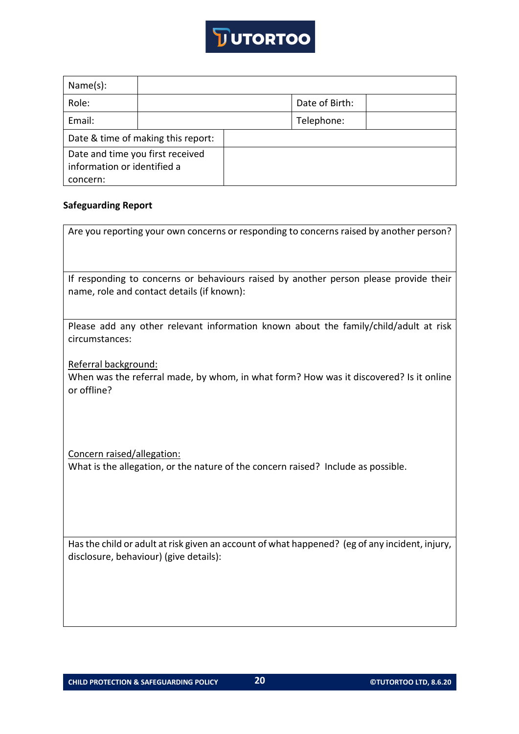TUTORTOO

| Name(s): | | | |
|---|---|---|---|
| Role: | | Date of Birth: | |
| Email: | | Telephone: | |
| Date & time of making this report: | | | |
| Date and time you first received information or identified a concern: | | | |

**Safeguarding Report**

| Are you reporting your own concerns or responding to concerns raised by another person? |
|---|
| If responding to concerns or behaviours raised by another person please provide their name, role and contact details (if known): |
| Please add any other relevant information known about the family/child/adult at risk circumstances:<br><br><u>Referral background:</u><br>When was the referral made, by whom, in what form? How was it discovered? Is it online or offline?<br><br><u>Concern raised/allegation:</u><br>What is the allegation, or the nature of the concern raised? Include as possible. |
| Has the child or adult at risk given an account of what happened? (eg of any incident, injury, disclosure, behaviour) (give details): |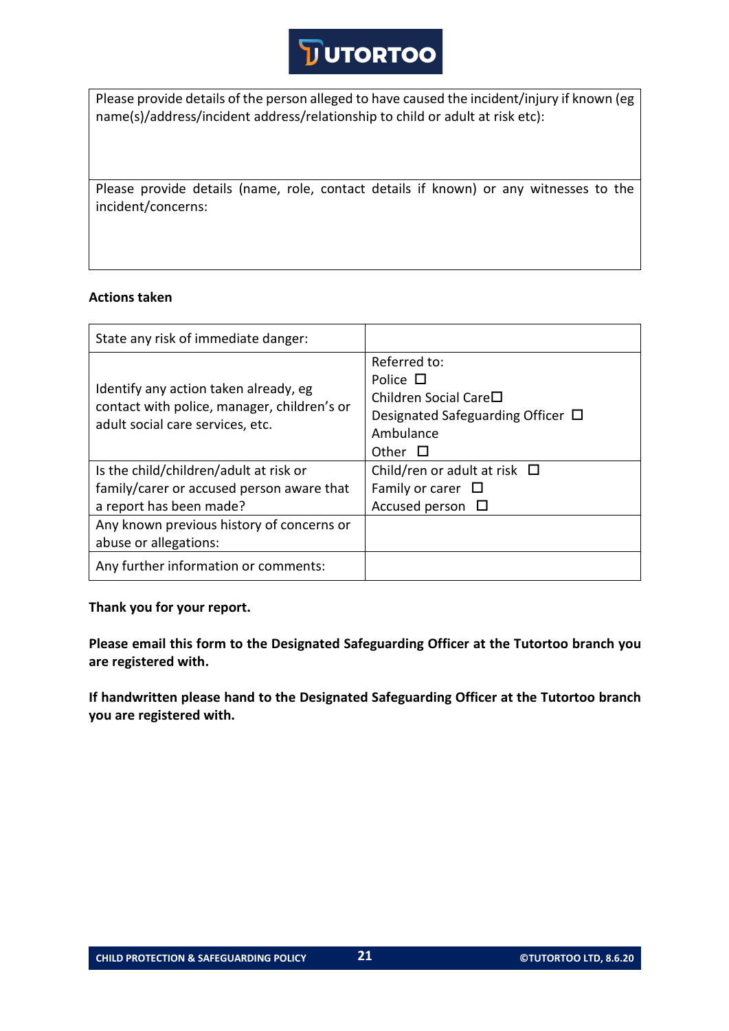| |
|---|
| Please provide details of the person alleged to have caused the incident/injury if known (eg name(s)/address/incident address/relationship to child or adult at risk etc): |
| Please provide details (name, role, contact details if known) or any witnesses to the incident/concerns: |

**Actions taken**

| | |
|---|---|
| State any risk of immediate danger: | |
| Identify any action taken already, eg contact with police, manager, children's or adult social care services, etc. | Referred to:<br>Police ☐<br>Children Social Care☐<br>Designated Safeguarding Officer ☐<br>Ambulance<br>Other ☐ |
| Is the child/children/adult at risk or family/carer or accused person aware that a report has been made? | Child/ren or adult at risk ☐<br>Family or carer ☐<br>Accused person ☐ |
| Any known previous history of concerns or abuse or allegations: | |
| Any further information or comments: | |

**Thank you for your report.**

**Please email this form to the Designated Safeguarding Officer at the Tutortoo branch you are registered with.**

**If handwritten please hand to the Designated Safeguarding Officer at the Tutortoo branch you are registered with.**